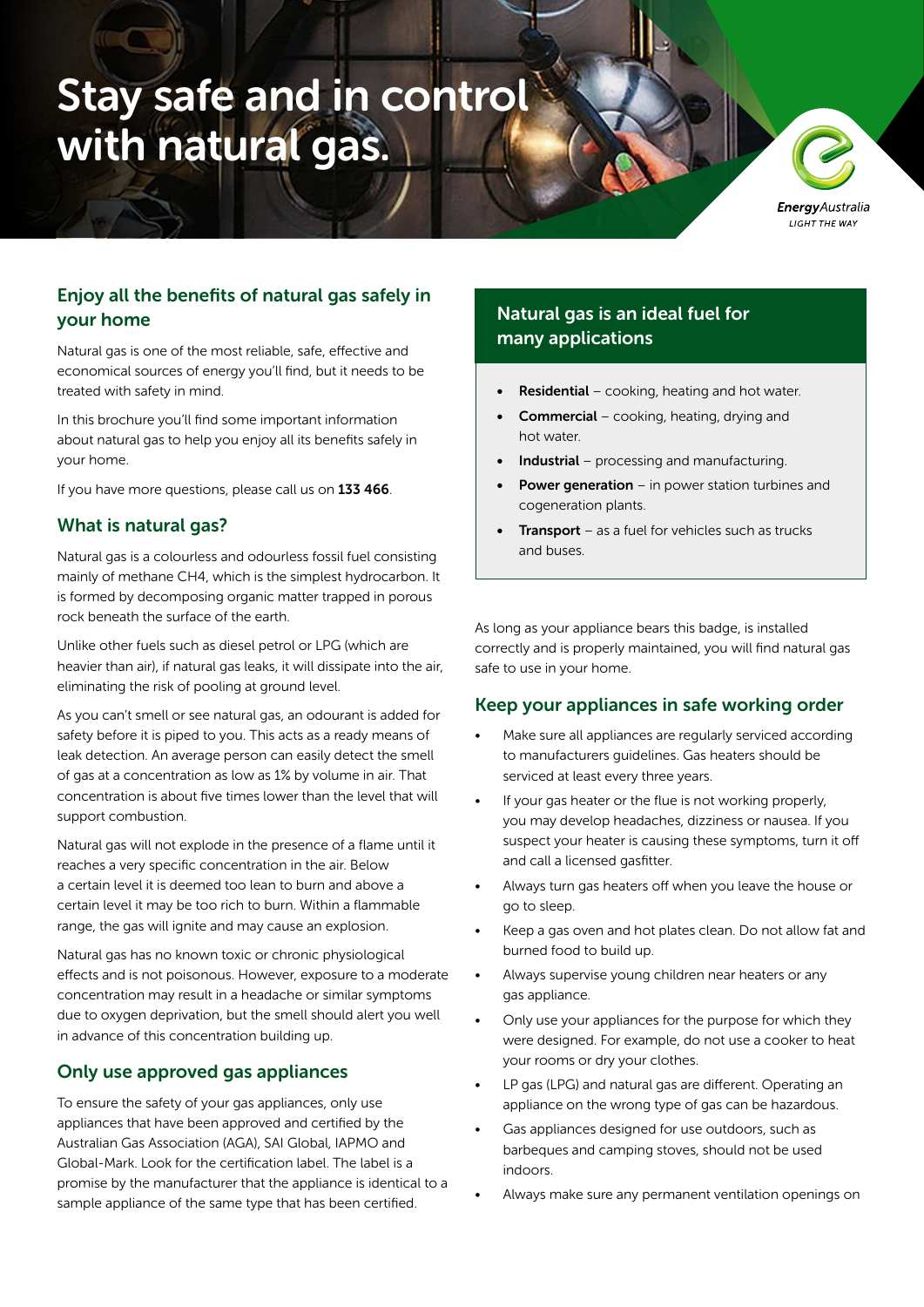# Stay safe and in control with natural gas.

EnergyAustralia
*LIGHT THE WAY*

## Enjoy all the benefits of natural gas safely in your home

Natural gas is one of the most reliable, safe, effective and economical sources of energy you'll find, but it needs to be treated with safety in mind.

In this brochure you'll find some important information about natural gas to help you enjoy all its benefits safely in your home.

If you have more questions, please call us on **133 466**.

## What is natural gas?

Natural gas is a colourless and odourless fossil fuel consisting mainly of methane $CH_4$, which is the simplest hydrocarbon. It is formed by decomposing organic matter trapped in porous rock beneath the surface of the earth.

Unlike other fuels such as diesel petrol or LPG (which are heavier than air), if natural gas leaks, it will dissipate into the air, eliminating the risk of pooling at ground level.

As you can't smell or see natural gas, an odourant is added for safety before it is piped to you. This acts as a ready means of leak detection. An average person can easily detect the smell of gas at a concentration as low as 1% by volume in air. That concentration is about five times lower than the level that will support combustion.

Natural gas will not explode in the presence of a flame until it reaches a very specific concentration in the air. Below a certain level it is deemed too lean to burn and above a certain level it may be too rich to burn. Within a flammable range, the gas will ignite and may cause an explosion.

Natural gas has no known toxic or chronic physiological effects and is not poisonous. However, exposure to a moderate concentration may result in a headache or similar symptoms due to oxygen deprivation, but the smell should alert you well in advance of this concentration building up.

## Only use approved gas appliances

To ensure the safety of your gas appliances, only use appliances that have been approved and certified by the Australian Gas Association (AGA), SAI Global, IAPMO and Global-Mark. Look for the certification label. The label is a promise by the manufacturer that the appliance is identical to a sample appliance of the same type that has been certified.

## Natural gas is an ideal fuel for many applications

- **Residential** – cooking, heating and hot water.
- **Commercial** – cooking, heating, drying and hot water.
- **Industrial** – processing and manufacturing.
- **Power generation** – in power station turbines and cogeneration plants.
- **Transport** – as a fuel for vehicles such as trucks and buses.

As long as your appliance bears this badge, is installed correctly and is properly maintained, you will find natural gas safe to use in your home.

## Keep your appliances in safe working order

- Make sure all appliances are regularly serviced according to manufacturers guidelines. Gas heaters should be serviced at least every three years.
- If your gas heater or the flue is not working properly, you may develop headaches, dizziness or nausea. If you suspect your heater is causing these symptoms, turn it off and call a licensed gasfitter.
- Always turn gas heaters off when you leave the house or go to sleep.
- Keep a gas oven and hot plates clean. Do not allow fat and burned food to build up.
- Always supervise young children near heaters or any gas appliance.
- Only use your appliances for the purpose for which they were designed. For example, do not use a cooker to heat your rooms or dry your clothes.
- LP gas (LPG) and natural gas are different. Operating an appliance on the wrong type of gas can be hazardous.
- Gas appliances designed for use outdoors, such as barbeques and camping stoves, should not be used indoors.
- Always make sure any permanent ventilation openings on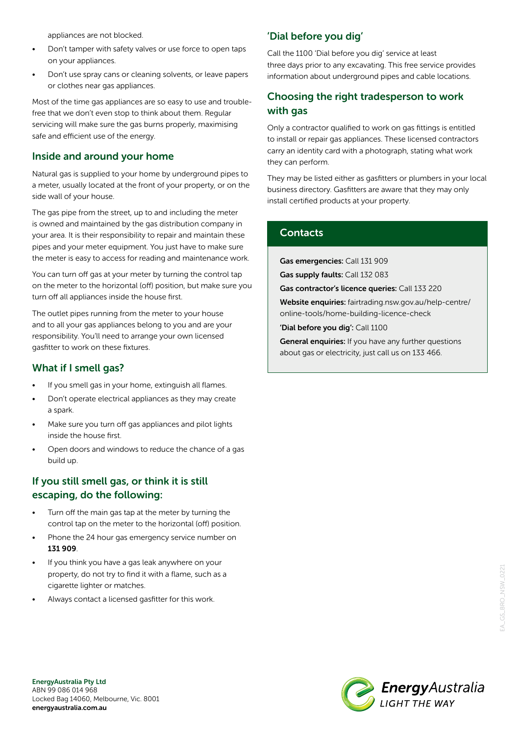appliances are not blocked.

- Don't tamper with safety valves or use force to open taps on your appliances.
- Don't use spray cans or cleaning solvents, or leave papers or clothes near gas appliances.

Most of the time gas appliances are so easy to use and trouble-free that we don't even stop to think about them. Regular servicing will make sure the gas burns properly, maximising safe and efficient use of the energy.

## Inside and around your home

Natural gas is supplied to your home by underground pipes to a meter, usually located at the front of your property, or on the side wall of your house.

The gas pipe from the street, up to and including the meter is owned and maintained by the gas distribution company in your area. It is their responsibility to repair and maintain these pipes and your meter equipment. You just have to make sure the meter is easy to access for reading and maintenance work.

You can turn off gas at your meter by turning the control tap on the meter to the horizontal (off) position, but make sure you turn off all appliances inside the house first.

The outlet pipes running from the meter to your house and to all your gas appliances belong to you and are your responsibility. You'll need to arrange your own licensed gasfitter to work on these fixtures.

## What if I smell gas?

- If you smell gas in your home, extinguish all flames.
- Don't operate electrical appliances as they may create a spark.
- Make sure you turn off gas appliances and pilot lights inside the house first.
- Open doors and windows to reduce the chance of a gas build up.

## If you still smell gas, or think it is still escaping, do the following:

- Turn off the main gas tap at the meter by turning the control tap on the meter to the horizontal (off) position.
- Phone the 24 hour gas emergency service number on **131 909**.
- If you think you have a gas leak anywhere on your property, do not try to find it with a flame, such as a cigarette lighter or matches.
- Always contact a licensed gasfitter for this work.

## 'Dial before you dig'

Call the 1100 'Dial before you dig' service at least three days prior to any excavating. This free service provides information about underground pipes and cable locations.

## Choosing the right tradesperson to work with gas

Only a contractor qualified to work on gas fittings is entitled to install or repair gas appliances. These licensed contractors carry an identity card with a photograph, stating what work they can perform.

They may be listed either as gasfitters or plumbers in your local business directory. Gasfitters are aware that they may only install certified products at your property.

## Contacts

**Gas emergencies:** Call 131 909

**Gas supply faults:** Call 132 083

**Gas contractor's licence queries:** Call 133 220

**Website enquiries:** fairtrading.nsw.gov.au/help-centre/online-tools/home-building-licence-check

**'Dial before you dig':** Call 1100

**General enquiries:** If you have any further questions about gas or electricity, just call us on 133 466.

**EnergyAustralia Pty Ltd**
ABN 99 086 014 968
Locked Bag 14060, Melbourne, Vic. 8001
**energyaustralia.com.au**

EA_GS_BRO_NSW_0221

*EnergyAustralia* LIGHT THE WAY